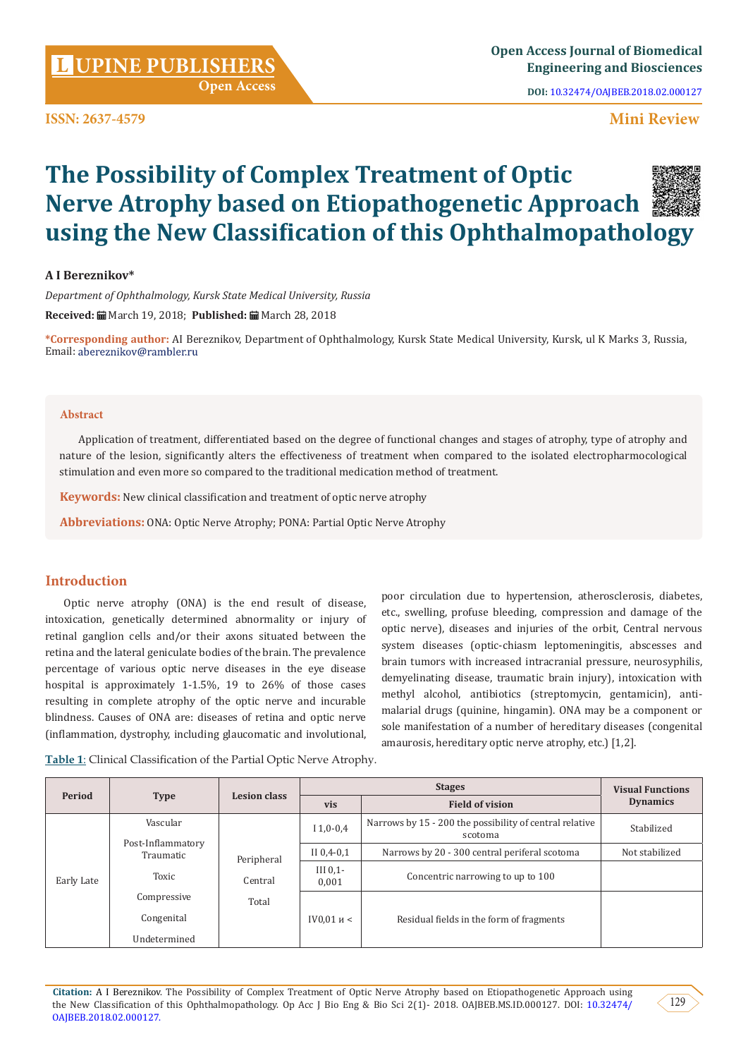# The Possibility of Complex Treatment of Optic Nerve Atrophy based on Etiopathogenetic Approach using the New Classification of this Ophthalmopathology

**A I Bereznikov***

*Department of Ophthalmology, Kursk State Medical University, Russia*

**Received:** March 19, 2018; **Published:** March 28, 2018

**\*Corresponding author:** AI Bereznikov, Department of Ophthalmology, Kursk State Medical University, Kursk, ul K Marks 3, Russia, Email: abereznikov@rambler.ru

## Abstract

Application of treatment, differentiated based on the degree of functional changes and stages of atrophy, type of atrophy and nature of the lesion, significantly alters the effectiveness of treatment when compared to the isolated electropharmocological stimulation and even more so compared to the traditional medication method of treatment.

**Keywords:** New clinical classification and treatment of optic nerve atrophy

**Abbreviations:** ONA: Optic Nerve Atrophy; PONA: Partial Optic Nerve Atrophy

## Introduction

Optic nerve atrophy (ONA) is the end result of disease, intoxication, genetically determined abnormality or injury of retinal ganglion cells and/or their axons situated between the retina and the lateral geniculate bodies of the brain. The prevalence percentage of various optic nerve diseases in the eye disease hospital is approximately 1-1.5%, 19 to 26% of those cases resulting in complete atrophy of the optic nerve and incurable blindness. Causes of ONA are: diseases of retina and optic nerve (inflammation, dystrophy, including glaucomatic and involutional, poor circulation due to hypertension, atherosclerosis, diabetes, etc., swelling, profuse bleeding, compression and damage of the optic nerve), diseases and injuries of the orbit, Central nervous system diseases (optic-chiasm leptomeningitis, abscesses and brain tumors with increased intracranial pressure, neurosyphilis, demyelinating disease, traumatic brain injury), intoxication with methyl alcohol, antibiotics (streptomycin, gentamicin), anti-malarial drugs (quinine, hingamin). ONA may be a component or sole manifestation of a number of hereditary diseases (congenital amaurosis, hereditary optic nerve atrophy, etc.) [1,2].

**Table 1:** Clinical Classification of the Partial Optic Nerve Atrophy.

| Period | Type | Lesion class | Stages | | Visual Functions Dynamics |
|---|---|---|---|---|---|
| | | | vis | Field of vision | |
| Early Late | Vascular<br>Post-Inflammatory Traumatic<br>Toxic<br>Compressive<br>Congenital<br>Undetermined | Peripheral<br>Central<br>Total | I 1,0-0,4 | Narrows by 15 - 200 the possibility of central relative scotoma | Stabilized |
| | | | II 0,4-0,1 | Narrows by 20 - 300 central periferal scotoma | Not stabilized |
| | | | III 0,1-0,001 | Concentric narrowing to up to 100 | |
| | | | IV0,01 и < | Residual fields in the form of fragments | |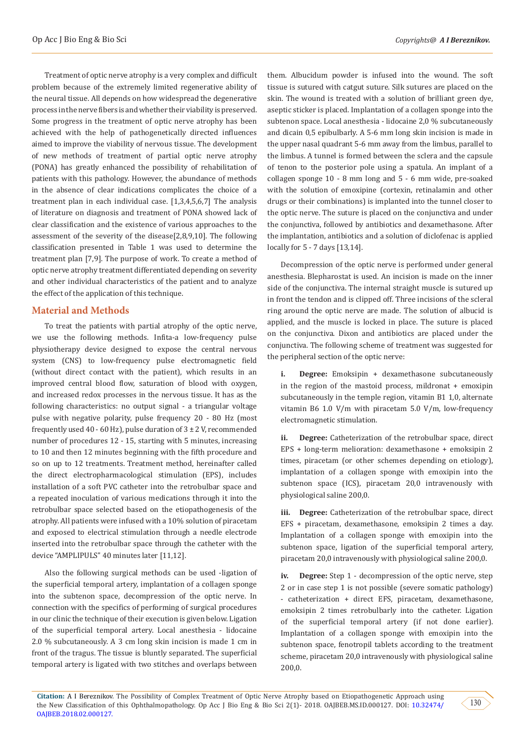Treatment of optic nerve atrophy is a very complex and difficult problem because of the extremely limited regenerative ability of the neural tissue. All depends on how widespread the degenerative process in the nerve fibers is and whether their viability is preserved. Some progress in the treatment of optic nerve atrophy has been achieved with the help of pathogenetically directed influences aimed to improve the viability of nervous tissue. The development of new methods of treatment of partial optic nerve atrophy (PONA) has greatly enhanced the possibility of rehabilitation of patients with this pathology. However, the abundance of methods in the absence of clear indications complicates the choice of a treatment plan in each individual case. [1,3,4,5,6,7] The analysis of literature on diagnosis and treatment of PONA showed lack of clear classification and the existence of various approaches to the assessment of the severity of the disease[2,8,9,10]. The following classification presented in Table 1 was used to determine the treatment plan [7,9]. The purpose of work. To create a method of optic nerve atrophy treatment differentiated depending on severity and other individual characteristics of the patient and to analyze the effect of the application of this technique.

## Material and Methods

To treat the patients with partial atrophy of the optic nerve, we use the following methods. Infita-a low-frequency pulse physiotherapy device designed to expose the central nervous system (CNS) to low-frequency pulse electromagnetic field (without direct contact with the patient), which results in an improved central blood flow, saturation of blood with oxygen, and increased redox processes in the nervous tissue. It has as the following characteristics: no output signal - a triangular voltage pulse with negative polarity, pulse frequency 20 - 80 Hz (most frequently used 40 - 60 Hz), pulse duration of 3 ± 2 V, recommended number of procedures 12 - 15, starting with 5 minutes, increasing to 10 and then 12 minutes beginning with the fifth procedure and so on up to 12 treatments. Treatment method, hereinafter called the direct electropharmacological stimulation (EPS), includes installation of a soft PVC catheter into the retrobulbar space and a repeated inoculation of various medications through it into the retrobulbar space selected based on the etiopathogenesis of the atrophy. All patients were infused with a 10% solution of piracetam and exposed to electrical stimulation through a needle electrode inserted into the retrobulbar space through the catheter with the device "AMPLIPULS" 40 minutes later [11,12].

Also the following surgical methods can be used -ligation of the superficial temporal artery, implantation of a collagen sponge into the subtenon space, decompression of the optic nerve. In connection with the specifics of performing of surgical procedures in our clinic the technique of their execution is given below. Ligation of the superficial temporal artery. Local anesthesia - lidocaine 2.0 % subcutaneously. A 3 cm long skin incision is made 1 cm in front of the tragus. The tissue is bluntly separated. The superficial temporal artery is ligated with two stitches and overlaps between them. Albucidum powder is infused into the wound. The soft tissue is sutured with catgut suture. Silk sutures are placed on the skin. The wound is treated with a solution of brilliant green dye, aseptic sticker is placed. Implantation of a collagen sponge into the subtenon space. Local anesthesia - lidocaine 2,0 % subcutaneously and dicain 0,5 epibulbarly. A 5-6 mm long skin incision is made in the upper nasal quadrant 5-6 mm away from the limbus, parallel to the limbus. A tunnel is formed between the sclera and the capsule of tenon to the posterior pole using a spatula. An implant of a collagen sponge 10 - 8 mm long and 5 - 6 mm wide, pre-soaked with the solution of emoxipine (cortexin, retinalamin and other drugs or their combinations) is implanted into the tunnel closer to the optic nerve. The suture is placed on the conjunctiva and under the conjunctiva, followed by antibiotics and dexamethasone. After the implantation, antibiotics and a solution of diclofenac is applied locally for 5 - 7 days [13,14].

Decompression of the optic nerve is performed under general anesthesia. Blepharostat is used. An incision is made on the inner side of the conjunctiva. The internal straight muscle is sutured up in front the tendon and is clipped off. Three incisions of the scleral ring around the optic nerve are made. The solution of albucid is applied, and the muscle is locked in place. The suture is placed on the conjunctiva. Dixon and antibiotics are placed under the conjunctiva. The following scheme of treatment was suggested for the peripheral section of the optic nerve:

i. **Degree:** Emoksipin + dexamethasone subcutaneously in the region of the mastoid process, mildronat + emoxipin subcutaneously in the temple region, vitamin B1 1,0, alternate vitamin B6 1.0 V/m with piracetam 5.0 V/m, low-frequency electromagnetic stimulation.

ii. **Degree:** Catheterization of the retrobulbar space, direct EPS + long-term melioration: dexamethasone + emoksipin 2 times, piracetam (or other schemes depending on etiology), implantation of a collagen sponge with emoxipin into the subtenon space (ICS), piracetam 20,0 intravenously with physiological saline 200,0.

iii. **Degree:** Catheterization of the retrobulbar space, direct EFS + piracetam, dexamethasone, emoksipin 2 times a day. Implantation of a collagen sponge with emoxipin into the subtenon space, ligation of the superficial temporal artery, piracetam 20,0 intravenously with physiological saline 200,0.

iv. **Degree:** Step 1 - decompression of the optic nerve, step 2 or in case step 1 is not possible (severe somatic pathology) - catheterization + direct EFS, piracetam, dexamethasone, emoksipin 2 times retrobulbarly into the catheter. Ligation of the superficial temporal artery (if not done earlier). Implantation of a collagen sponge with emoxipin into the subtenon space, fenotropil tablets according to the treatment scheme, piracetam 20,0 intravenously with physiological saline 200,0.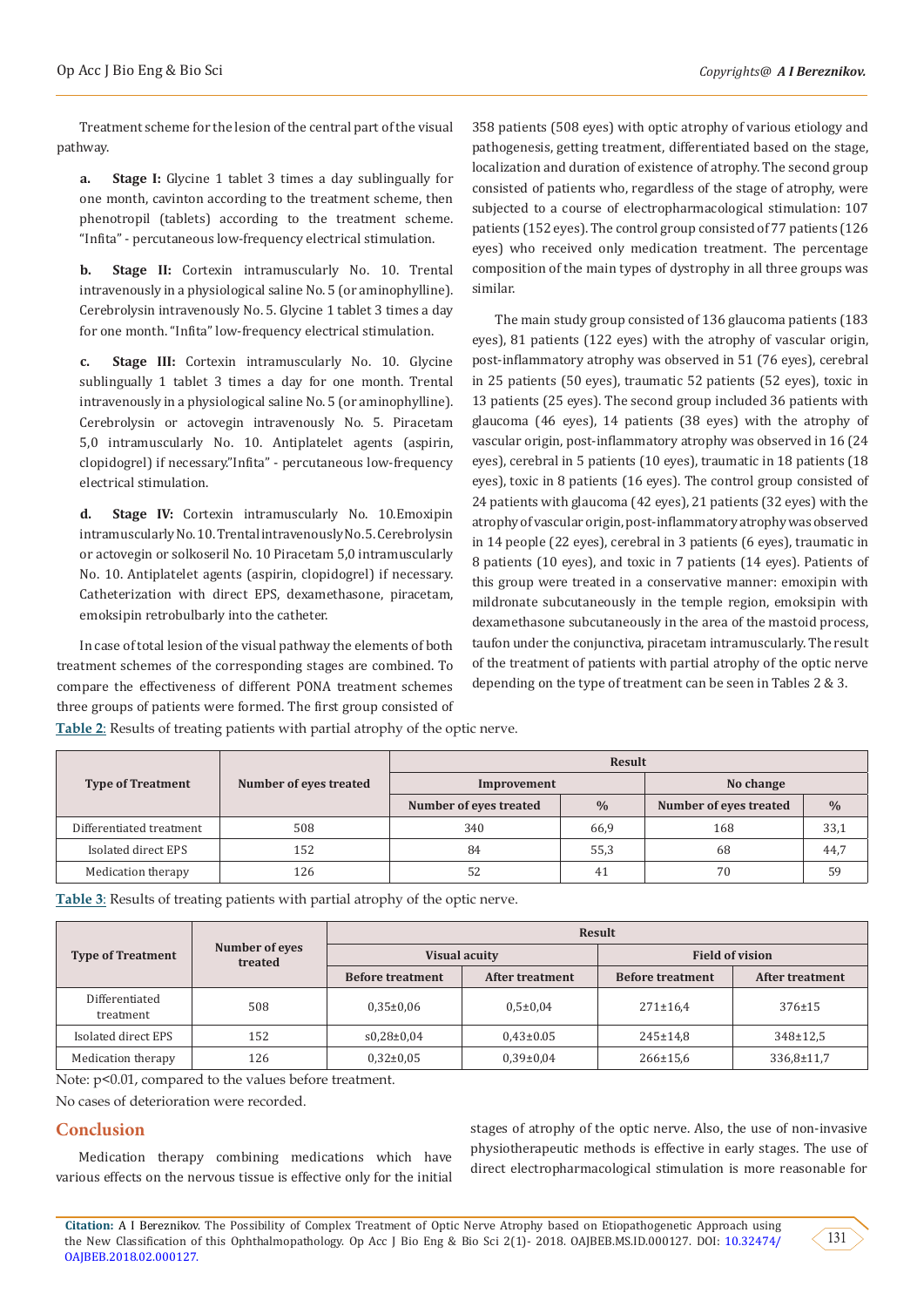Treatment scheme for the lesion of the central part of the visual pathway.

**a. Stage I:** Glycine 1 tablet 3 times a day sublingually for one month, cavinton according to the treatment scheme, then phenotropil (tablets) according to the treatment scheme. "Infita" - percutaneous low-frequency electrical stimulation.

**b. Stage II:** Cortexin intramuscularly No. 10. Trental intravenously in a physiological saline No. 5 (or aminophylline). Cerebrolysin intravenously No. 5. Glycine 1 tablet 3 times a day for one month. "Infita" low-frequency electrical stimulation.

**c. Stage III:** Cortexin intramuscularly No. 10. Glycine sublingually 1 tablet 3 times a day for one month. Trental intravenously in a physiological saline No. 5 (or aminophylline). Cerebrolysin or actovegin intravenously No. 5. Piracetam 5,0 intramuscularly No. 10. Antiplatelet agents (aspirin, clopidogrel) if necessary."Infita" - percutaneous low-frequency electrical stimulation.

**d. Stage IV:** Cortexin intramuscularly No. 10.Emoxipin intramuscularly No. 10. Trental intravenously No. 5. Cerebrolysin or actovegin or solkoseril No. 10 Piracetam 5,0 intramuscularly No. 10. Antiplatelet agents (aspirin, clopidogrel) if necessary. Catheterization with direct EPS, dexamethasone, piracetam, emoksipin retrobulbarly into the catheter.

In case of total lesion of the visual pathway the elements of both treatment schemes of the corresponding stages are combined. To compare the effectiveness of different PONA treatment schemes three groups of patients were formed. The first group consisted of 358 patients (508 eyes) with optic atrophy of various etiology and pathogenesis, getting treatment, differentiated based on the stage, localization and duration of existence of atrophy. The second group consisted of patients who, regardless of the stage of atrophy, were subjected to a course of electropharmacological stimulation: 107 patients (152 eyes). The control group consisted of 77 patients (126 eyes) who received only medication treatment. The percentage composition of the main types of dystrophy in all three groups was similar.

The main study group consisted of 136 glaucoma patients (183 eyes), 81 patients (122 eyes) with the atrophy of vascular origin, post-inflammatory atrophy was observed in 51 (76 eyes), cerebral in 25 patients (50 eyes), traumatic 52 patients (52 eyes), toxic in 13 patients (25 eyes). The second group included 36 patients with glaucoma (46 eyes), 14 patients (38 eyes) with the atrophy of vascular origin, post-inflammatory atrophy was observed in 16 (24 eyes), cerebral in 5 patients (10 eyes), traumatic in 18 patients (18 eyes), toxic in 8 patients (16 eyes). The control group consisted of 24 patients with glaucoma (42 eyes), 21 patients (32 eyes) with the atrophy of vascular origin, post-inflammatory atrophy was observed in 14 people (22 eyes), cerebral in 3 patients (6 eyes), traumatic in 8 patients (10 eyes), and toxic in 7 patients (14 eyes). Patients of this group were treated in a conservative manner: emoxipin with mildronate subcutaneously in the temple region, emoksipin with dexamethasone subcutaneously in the area of the mastoid process, taufon under the conjunctiva, piracetam intramuscularly. The result of the treatment of patients with partial atrophy of the optic nerve depending on the type of treatment can be seen in Tables 2 & 3.

**Table 2:** Results of treating patients with partial atrophy of the optic nerve.

| Type of Treatment | Number of eyes treated | Result | | | |
|---|---|---|---|---|---|
| | | Improvement | | No change | |
| | | Number of eyes treated | % | Number of eyes treated | % |
| Differentiated treatment | 508 | 340 | 66,9 | 168 | 33,1 |
| Isolated direct EPS | 152 | 84 | 55,3 | 68 | 44,7 |
| Medication therapy | 126 | 52 | 41 | 70 | 59 |

**Table 3:** Results of treating patients with partial atrophy of the optic nerve.

| Type of Treatment | Number of eyes treated | Result | | | |
|---|---|---|---|---|---|
| | | Visual acuity | | Field of vision | |
| | | Before treatment | After treatment | Before treatment | After treatment |
| Differentiated treatment | 508 | 0,35±0,06 | 0,5±0,04 | 271±16,4 | 376±15 |
| Isolated direct EPS | 152 | s0,28±0,04 | 0,43±0.05 | 245±14,8 | 348±12,5 |
| Medication therapy | 126 | 0,32±0,05 | 0,39±0,04 | 266±15,6 | 336,8±11,7 |

Note: $p<0.01$, compared to the values before treatment.

No cases of deterioration were recorded.

## Conclusion

Medication therapy combining medications which have various effects on the nervous tissue is effective only for the initial stages of atrophy of the optic nerve. Also, the use of non-invasive physiotherapeutic methods is effective in early stages. The use of direct electropharmacological stimulation is more reasonable for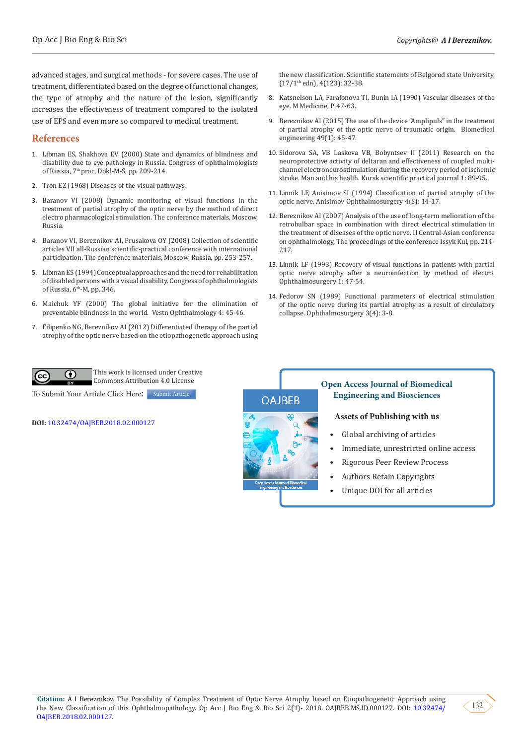advanced stages, and surgical methods - for severe cases. The use of treatment, differentiated based on the degree of functional changes, the type of atrophy and the nature of the lesion, significantly increases the effectiveness of treatment compared to the isolated use of EPS and even more so compared to medical treatment.

## References

1. Libman ES, Shakhova EV (2000) State and dynamics of blindness and disability due to eye pathology in Russia. Congress of ophthalmologists of Russia, 7th proc, Dokl-M-S, pp. 209-214.
2. Tron EZ (1968) Diseases of the visual pathways.
3. Baranov VI (2008) Dynamic monitoring of visual functions in the treatment of partial atrophy of the optic nerve by the method of direct electro pharmacological stimulation. The conference materials, Moscow, Russia.
4. Baranov VI, Bereznikov AI, Prusakova OY (2008) Collection of scientific articles VII all-Russian scientific-practical conference with international participation. The conference materials, Moscow, Russia, pp. 253-257.
5. Libman ES (1994) Conceptual approaches and the need for rehabilitation of disabled persons with a visual disability. Congress of ophthalmologists of Russia, 6th-M, pp. 346.
6. Maichuk YF (2000) The global initiative for the elimination of preventable blindness in the world. Vestn Ophthalmology 4: 45-46.
7. Filipenko NG, Bereznikov AI (2012) Differentiated therapy of the partial atrophy of the optic nerve based on the etiopathogenetic approach using the new classification. Scientific statements of Belgorod state University, (17/1th edn), 4(123): 32-38.
8. Katsnelson LA, Farafonova TI, Bunin IA (1990) Vascular diseases of the eye. M Medicine, P. 47-63.
9. Bereznikov AI (2015) The use of the device "Amplipuls" in the treatment of partial atrophy of the optic nerve of traumatic origin. Biomedical engineering 49(1): 45-47.
10. Sidorova SA, VB Laskova VB, Bobyntsev II (2011) Research on the neuroprotective activity of deltaran and effectiveness of coupled multi-channel electroneurostimulation during the recovery period of ischemic stroke. Man and his health. Kursk scientific practical journal 1: 89-95.
11. Linnik LF, Anisimov SI (1994) Classification of partial atrophy of the optic nerve. Anisimov Ophthalmosurgery 4(S): 14-17.
12. Bereznikov AI (2007) Analysis of the use of long-term melioration of the retrobulbar space in combination with direct electrical stimulation in the treatment of diseases of the optic nerve. II Central-Asian conference on ophthalmology, The proceedings of the conference Issyk Kul, pp. 214-217.
13. Linnik LF (1993) Recovery of visual functions in patients with partial optic nerve atrophy after a neuroinfection by method of electro. Ophthalmosurgery 1: 47-54.
14. Fedorov SN (1989) Functional parameters of electrical stimulation of the optic nerve during its partial atrophy as a result of circulatory collapse. Ophthalmosurgery 3(4): 3-8.

This work is licensed under Creative Commons Attribution 4.0 License

To Submit Your Article Click Here: Submit Article

**DOI:** 10.32474/OAJBEB.2018.02.000127

### Open Access Journal of Biomedical Engineering and Biosciences

**Assets of Publishing with us**

- Global archiving of articles
- Immediate, unrestricted online access
- Rigorous Peer Review Process
- Authors Retain Copyrights
- Unique DOI for all articles

**Citation:** A I Bereznikov. The Possibility of Complex Treatment of Optic Nerve Atrophy based on Etiopathogenetic Approach using the New Classification of this Ophthalmopathology. Op Acc J Bio Eng & Bio Sci 2(1)- 2018. OAJBEB.MS.ID.000127. DOI: 10.32474/OAJBEB.2018.02.000127.